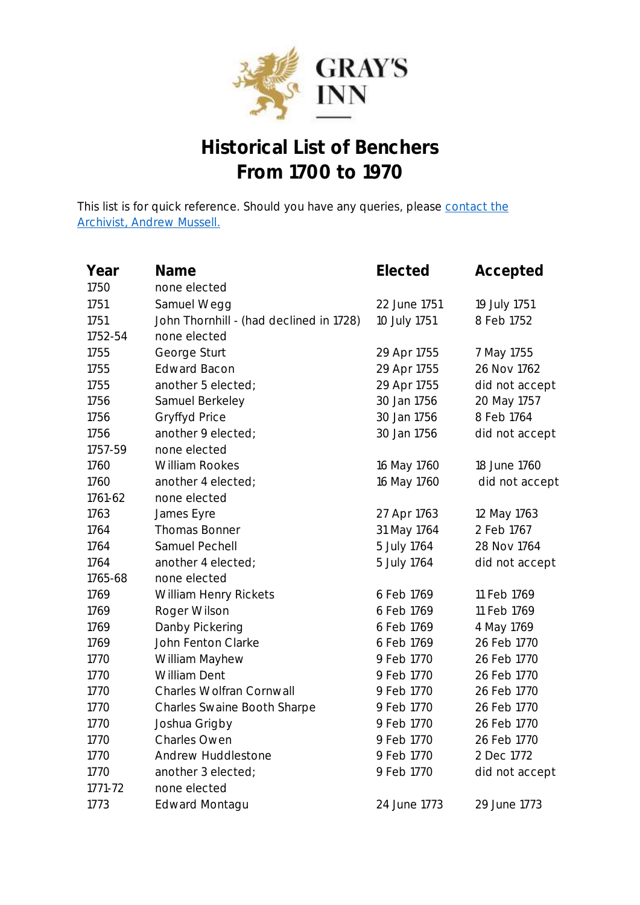GRAY'S INN

# Historical List of Benchers From 1700 to 1970

This list is for quick reference. Should you have any queries, please contact the Archivist, Andrew Mussell.

| Year | Name | Elected | Accepted |
|---|---|---|---|
| 1750 | none elected | | |
| 1751 | Samuel Wegg | 22 June 1751 | 19 July 1751 |
| 1751 | John Thornhill - (had declined in 1728) | 10 July 1751 | 8 Feb 1752 |
| 1752-54 | none elected | | |
| 1755 | George Sturt | 29 Apr 1755 | 7 May 1755 |
| 1755 | Edward Bacon | 29 Apr 1755 | 26 Nov 1762 |
| 1755 | another 5 elected; | 29 Apr 1755 | did not accept |
| 1756 | Samuel Berkeley | 30 Jan 1756 | 20 May 1757 |
| 1756 | Gryffyd Price | 30 Jan 1756 | 8 Feb 1764 |
| 1756 | another 9 elected; | 30 Jan 1756 | did not accept |
| 1757-59 | none elected | | |
| 1760 | William Rookes | 16 May 1760 | 18 June 1760 |
| 1760 | another 4 elected; | 16 May 1760 | did not accept |
| 1761-62 | none elected | | |
| 1763 | James Eyre | 27 Apr 1763 | 12 May 1763 |
| 1764 | Thomas Bonner | 31 May 1764 | 2 Feb 1767 |
| 1764 | Samuel Pechell | 5 July 1764 | 28 Nov 1764 |
| 1764 | another 4 elected; | 5 July 1764 | did not accept |
| 1765-68 | none elected | | |
| 1769 | William Henry Rickets | 6 Feb 1769 | 11 Feb 1769 |
| 1769 | Roger Wilson | 6 Feb 1769 | 11 Feb 1769 |
| 1769 | Danby Pickering | 6 Feb 1769 | 4 May 1769 |
| 1769 | John Fenton Clarke | 6 Feb 1769 | 26 Feb 1770 |
| 1770 | William Mayhew | 9 Feb 1770 | 26 Feb 1770 |
| 1770 | William Dent | 9 Feb 1770 | 26 Feb 1770 |
| 1770 | Charles Wolfran Cornwall | 9 Feb 1770 | 26 Feb 1770 |
| 1770 | Charles Swaine Booth Sharpe | 9 Feb 1770 | 26 Feb 1770 |
| 1770 | Joshua Grigby | 9 Feb 1770 | 26 Feb 1770 |
| 1770 | Charles Owen | 9 Feb 1770 | 26 Feb 1770 |
| 1770 | Andrew Huddlestone | 9 Feb 1770 | 2 Dec 1772 |
| 1770 | another 3 elected; | 9 Feb 1770 | did not accept |
| 1771-72 | none elected | | |
| 1773 | Edward Montagu | 24 June 1773 | 29 June 1773 |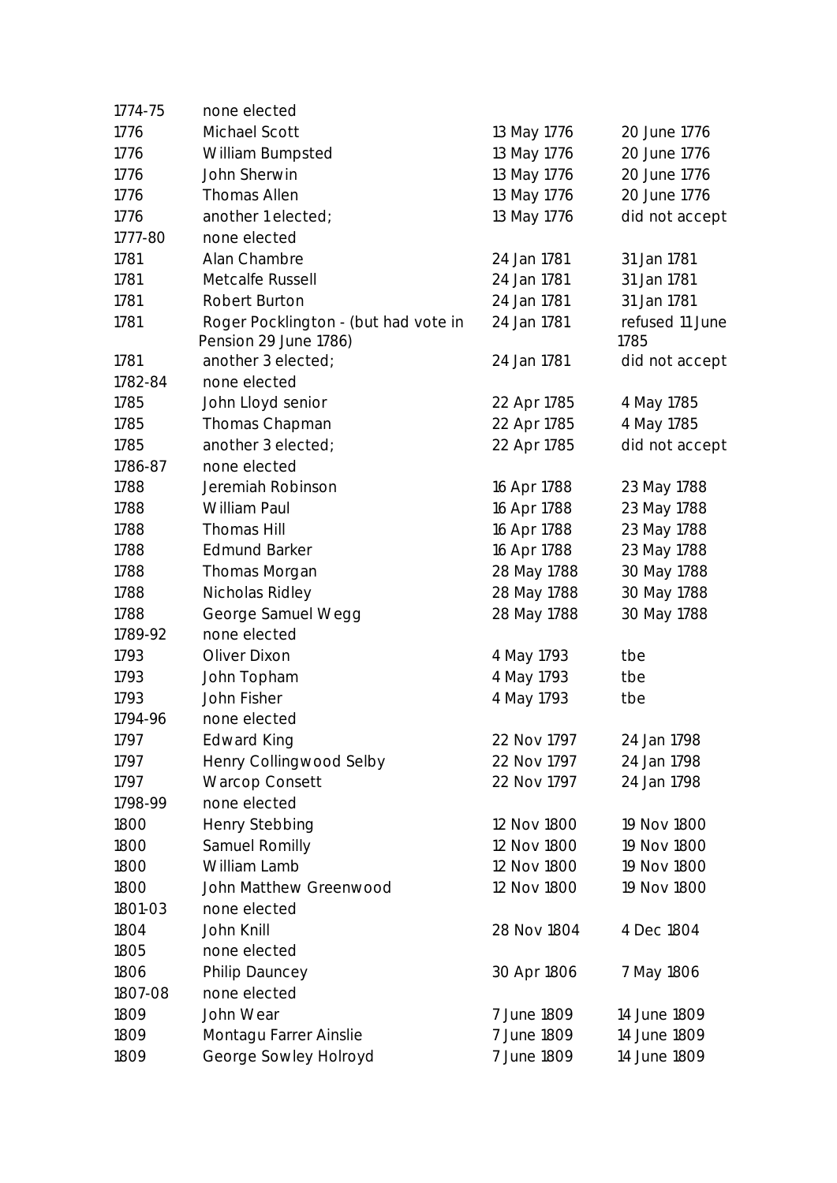| | | | |
|---|---|---|---|
| 1774-75 | none elected | | |
| 1776 | Michael Scott | 13 May 1776 | 20 June 1776 |
| 1776 | William Bumpsted | 13 May 1776 | 20 June 1776 |
| 1776 | John Sherwin | 13 May 1776 | 20 June 1776 |
| 1776 | Thomas Allen | 13 May 1776 | 20 June 1776 |
| 1776 | another 1 elected; | 13 May 1776 | did not accept |
| 1777-80 | none elected | | |
| 1781 | Alan Chambre | 24 Jan 1781 | 31 Jan 1781 |
| 1781 | Metcalfe Russell | 24 Jan 1781 | 31 Jan 1781 |
| 1781 | Robert Burton | 24 Jan 1781 | 31 Jan 1781 |
| 1781 | Roger Pocklington - (but had vote in Pension 29 June 1786) | 24 Jan 1781 | refused 11 June 1785 |
| 1781 | another 3 elected; | 24 Jan 1781 | did not accept |
| 1782-84 | none elected | | |
| 1785 | John Lloyd senior | 22 Apr 1785 | 4 May 1785 |
| 1785 | Thomas Chapman | 22 Apr 1785 | 4 May 1785 |
| 1785 | another 3 elected; | 22 Apr 1785 | did not accept |
| 1786-87 | none elected | | |
| 1788 | Jeremiah Robinson | 16 Apr 1788 | 23 May 1788 |
| 1788 | William Paul | 16 Apr 1788 | 23 May 1788 |
| 1788 | Thomas Hill | 16 Apr 1788 | 23 May 1788 |
| 1788 | Edmund Barker | 16 Apr 1788 | 23 May 1788 |
| 1788 | Thomas Morgan | 28 May 1788 | 30 May 1788 |
| 1788 | Nicholas Ridley | 28 May 1788 | 30 May 1788 |
| 1788 | George Samuel Wegg | 28 May 1788 | 30 May 1788 |
| 1789-92 | none elected | | |
| 1793 | Oliver Dixon | 4 May 1793 | tbe |
| 1793 | John Topham | 4 May 1793 | tbe |
| 1793 | John Fisher | 4 May 1793 | tbe |
| 1794-96 | none elected | | |
| 1797 | Edward King | 22 Nov 1797 | 24 Jan 1798 |
| 1797 | Henry Collingwood Selby | 22 Nov 1797 | 24 Jan 1798 |
| 1797 | Warcop Consett | 22 Nov 1797 | 24 Jan 1798 |
| 1798-99 | none elected | | |
| 1800 | Henry Stebbing | 12 Nov 1800 | 19 Nov 1800 |
| 1800 | Samuel Romilly | 12 Nov 1800 | 19 Nov 1800 |
| 1800 | William Lamb | 12 Nov 1800 | 19 Nov 1800 |
| 1800 | John Matthew Greenwood | 12 Nov 1800 | 19 Nov 1800 |
| 1801-03 | none elected | | |
| 1804 | John Knill | 28 Nov 1804 | 4 Dec 1804 |
| 1805 | none elected | | |
| 1806 | Philip Dauncey | 30 Apr 1806 | 7 May 1806 |
| 1807-08 | none elected | | |
| 1809 | John Wear | 7 June 1809 | 14 June 1809 |
| 1809 | Montagu Farrer Ainslie | 7 June 1809 | 14 June 1809 |
| 1809 | George Sowley Holroyd | 7 June 1809 | 14 June 1809 |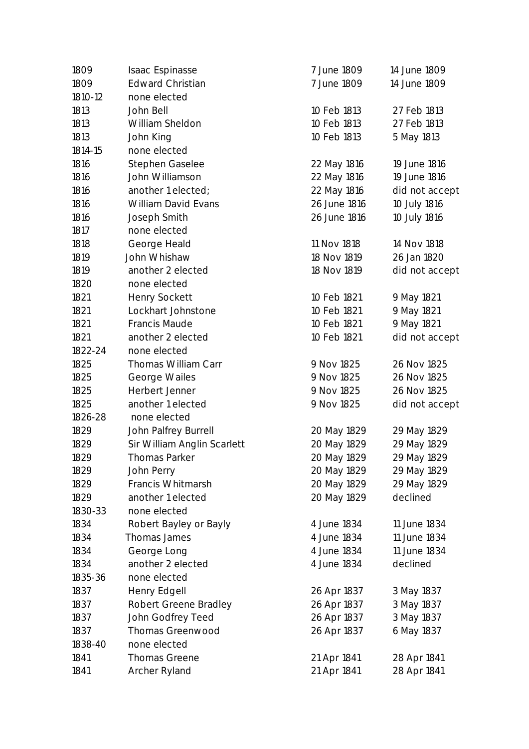| | | | |
|---|---|---|---|
| 1809 | Isaac Espinasse | 7 June 1809 | 14 June 1809 |
| 1809 | Edward Christian | 7 June 1809 | 14 June 1809 |
| 1810-12 | none elected | | |
| 1813 | John Bell | 10 Feb 1813 | 27 Feb 1813 |
| 1813 | William Sheldon | 10 Feb 1813 | 27 Feb 1813 |
| 1813 | John King | 10 Feb 1813 | 5 May 1813 |
| 1814-15 | none elected | | |
| 1816 | Stephen Gaselee | 22 May 1816 | 19 June 1816 |
| 1816 | John Williamson | 22 May 1816 | 19 June 1816 |
| 1816 | another 1 elected; | 22 May 1816 | did not accept |
| 1816 | William David Evans | 26 June 1816 | 10 July 1816 |
| 1816 | Joseph Smith | 26 June 1816 | 10 July 1816 |
| 1817 | none elected | | |
| 1818 | George Heald | 11 Nov 1818 | 14 Nov 1818 |
| 1819 | John Whishaw | 18 Nov 1819 | 26 Jan 1820 |
| 1819 | another 2 elected | 18 Nov 1819 | did not accept |
| 1820 | none elected | | |
| 1821 | Henry Sockett | 10 Feb 1821 | 9 May 1821 |
| 1821 | Lockhart Johnstone | 10 Feb 1821 | 9 May 1821 |
| 1821 | Francis Maude | 10 Feb 1821 | 9 May 1821 |
| 1821 | another 2 elected | 10 Feb 1821 | did not accept |
| 1822-24 | none elected | | |
| 1825 | Thomas William Carr | 9 Nov 1825 | 26 Nov 1825 |
| 1825 | George Wailes | 9 Nov 1825 | 26 Nov 1825 |
| 1825 | Herbert Jenner | 9 Nov 1825 | 26 Nov 1825 |
| 1825 | another 1 elected | 9 Nov 1825 | did not accept |
| 1826-28 | none elected | | |
| 1829 | John Palfrey Burrell | 20 May 1829 | 29 May 1829 |
| 1829 | Sir William Anglin Scarlett | 20 May 1829 | 29 May 1829 |
| 1829 | Thomas Parker | 20 May 1829 | 29 May 1829 |
| 1829 | John Perry | 20 May 1829 | 29 May 1829 |
| 1829 | Francis Whitmarsh | 20 May 1829 | 29 May 1829 |
| 1829 | another 1 elected | 20 May 1829 | declined |
| 1830-33 | none elected | | |
| 1834 | Robert Bayley or Bayly | 4 June 1834 | 11 June 1834 |
| 1834 | Thomas James | 4 June 1834 | 11 June 1834 |
| 1834 | George Long | 4 June 1834 | 11 June 1834 |
| 1834 | another 2 elected | 4 June 1834 | declined |
| 1835-36 | none elected | | |
| 1837 | Henry Edgell | 26 Apr 1837 | 3 May 1837 |
| 1837 | Robert Greene Bradley | 26 Apr 1837 | 3 May 1837 |
| 1837 | John Godfrey Teed | 26 Apr 1837 | 3 May 1837 |
| 1837 | Thomas Greenwood | 26 Apr 1837 | 6 May 1837 |
| 1838-40 | none elected | | |
| 1841 | Thomas Greene | 21 Apr 1841 | 28 Apr 1841 |
| 1841 | Archer Ryland | 21 Apr 1841 | 28 Apr 1841 |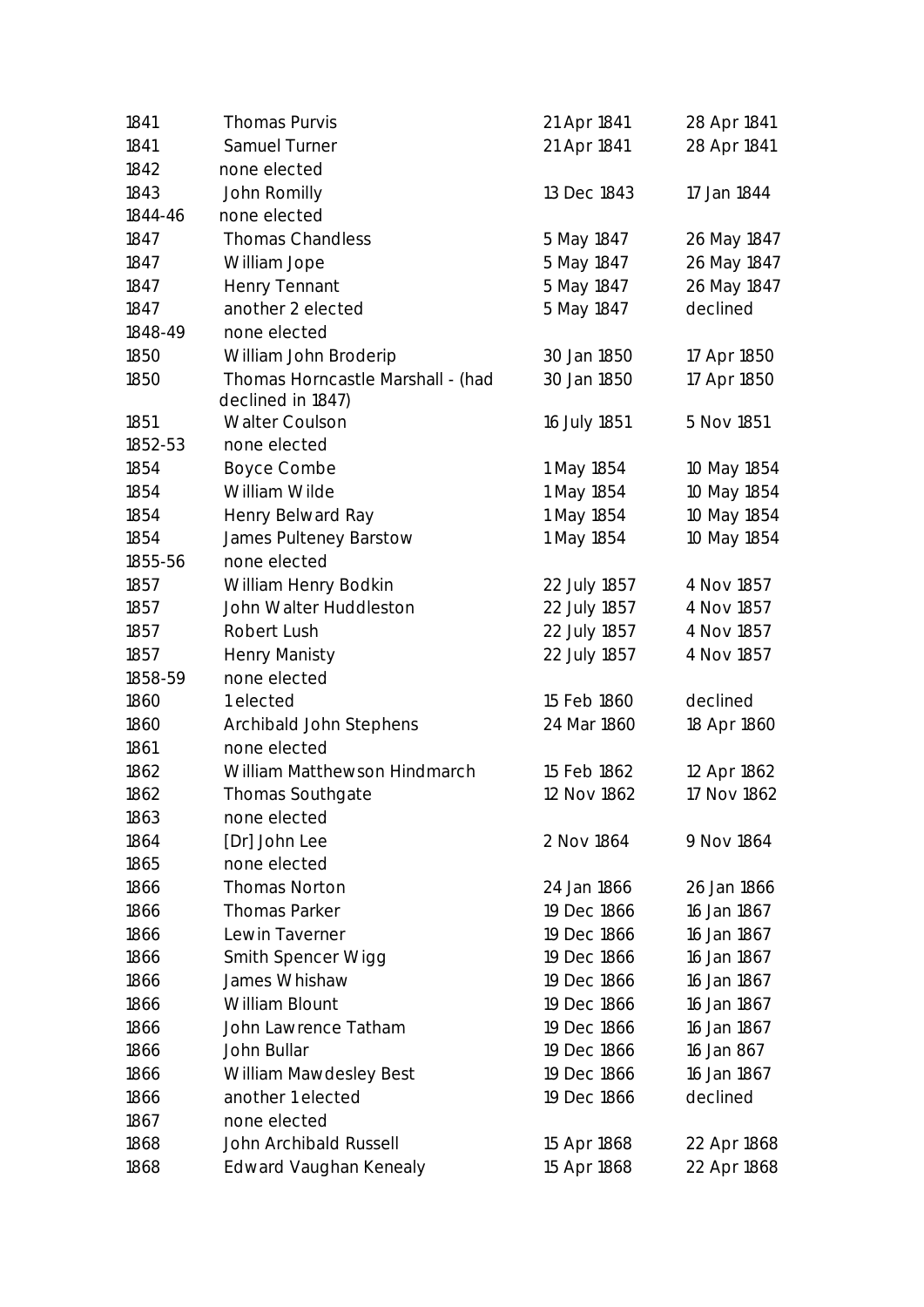| | | | |
|---|---|---|---|
| 1841 | Thomas Purvis | 21 Apr 1841 | 28 Apr 1841 |
| 1841 | Samuel Turner | 21 Apr 1841 | 28 Apr 1841 |
| 1842 | none elected | | |
| 1843 | John Romilly | 13 Dec 1843 | 17 Jan 1844 |
| 1844-46 | none elected | | |
| 1847 | Thomas Chandless | 5 May 1847 | 26 May 1847 |
| 1847 | William Jope | 5 May 1847 | 26 May 1847 |
| 1847 | Henry Tennant | 5 May 1847 | 26 May 1847 |
| 1847 | another 2 elected | 5 May 1847 | declined |
| 1848-49 | none elected | | |
| 1850 | William John Broderip | 30 Jan 1850 | 17 Apr 1850 |
| 1850 | Thomas Horncastle Marshall - (had declined in 1847) | 30 Jan 1850 | 17 Apr 1850 |
| 1851 | Walter Coulson | 16 July 1851 | 5 Nov 1851 |
| 1852-53 | none elected | | |
| 1854 | Boyce Combe | 1 May 1854 | 10 May 1854 |
| 1854 | William Wilde | 1 May 1854 | 10 May 1854 |
| 1854 | Henry Belward Ray | 1 May 1854 | 10 May 1854 |
| 1854 | James Pulteney Barstow | 1 May 1854 | 10 May 1854 |
| 1855-56 | none elected | | |
| 1857 | William Henry Bodkin | 22 July 1857 | 4 Nov 1857 |
| 1857 | John Walter Huddleston | 22 July 1857 | 4 Nov 1857 |
| 1857 | Robert Lush | 22 July 1857 | 4 Nov 1857 |
| 1857 | Henry Manisty | 22 July 1857 | 4 Nov 1857 |
| 1858-59 | none elected | | |
| 1860 | 1 elected | 15 Feb 1860 | declined |
| 1860 | Archibald John Stephens | 24 Mar 1860 | 18 Apr 1860 |
| 1861 | none elected | | |
| 1862 | William Matthewson Hindmarch | 15 Feb 1862 | 12 Apr 1862 |
| 1862 | Thomas Southgate | 12 Nov 1862 | 17 Nov 1862 |
| 1863 | none elected | | |
| 1864 | [Dr] John Lee | 2 Nov 1864 | 9 Nov 1864 |
| 1865 | none elected | | |
| 1866 | Thomas Norton | 24 Jan 1866 | 26 Jan 1866 |
| 1866 | Thomas Parker | 19 Dec 1866 | 16 Jan 1867 |
| 1866 | Lewin Taverner | 19 Dec 1866 | 16 Jan 1867 |
| 1866 | Smith Spencer Wigg | 19 Dec 1866 | 16 Jan 1867 |
| 1866 | James Whishaw | 19 Dec 1866 | 16 Jan 1867 |
| 1866 | William Blount | 19 Dec 1866 | 16 Jan 1867 |
| 1866 | John Lawrence Tatham | 19 Dec 1866 | 16 Jan 1867 |
| 1866 | John Bullar | 19 Dec 1866 | 16 Jan 867 |
| 1866 | William Mawdesley Best | 19 Dec 1866 | 16 Jan 1867 |
| 1866 | another 1 elected | 19 Dec 1866 | declined |
| 1867 | none elected | | |
| 1868 | John Archibald Russell | 15 Apr 1868 | 22 Apr 1868 |
| 1868 | Edward Vaughan Kenealy | 15 Apr 1868 | 22 Apr 1868 |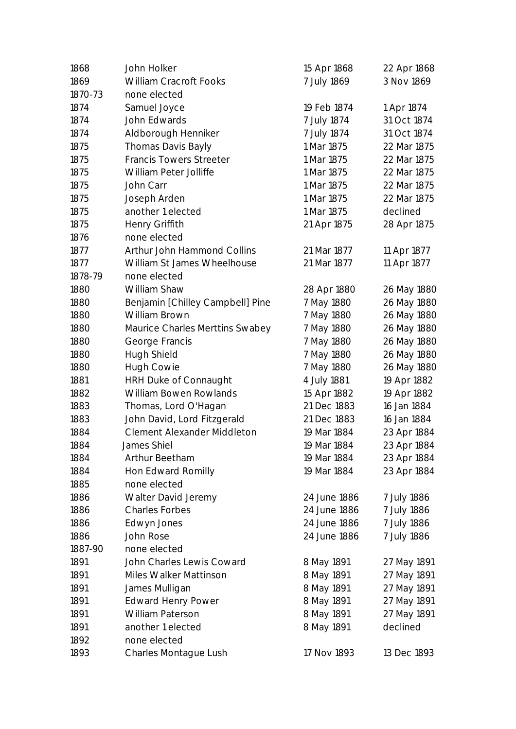| | | | |
|---|---|---|---|
| 1868 | John Holker | 15 Apr 1868 | 22 Apr 1868 |
| 1869 | William Cracroft Fooks | 7 July 1869 | 3 Nov 1869 |
| 1870-73 | none elected | | |
| 1874 | Samuel Joyce | 19 Feb 1874 | 1 Apr 1874 |
| 1874 | John Edwards | 7 July 1874 | 31 Oct 1874 |
| 1874 | Aldborough Henniker | 7 July 1874 | 31 Oct 1874 |
| 1875 | Thomas Davis Bayly | 1 Mar 1875 | 22 Mar 1875 |
| 1875 | Francis Towers Streeter | 1 Mar 1875 | 22 Mar 1875 |
| 1875 | William Peter Jolliffe | 1 Mar 1875 | 22 Mar 1875 |
| 1875 | John Carr | 1 Mar 1875 | 22 Mar 1875 |
| 1875 | Joseph Arden | 1 Mar 1875 | 22 Mar 1875 |
| 1875 | another 1 elected | 1 Mar 1875 | declined |
| 1875 | Henry Griffith | 21 Apr 1875 | 28 Apr 1875 |
| 1876 | none elected | | |
| 1877 | Arthur John Hammond Collins | 21 Mar 1877 | 11 Apr 1877 |
| 1877 | William St James Wheelhouse | 21 Mar 1877 | 11 Apr 1877 |
| 1878-79 | none elected | | |
| 1880 | William Shaw | 28 Apr 1880 | 26 May 1880 |
| 1880 | Benjamin [Chilley Campbell] Pine | 7 May 1880 | 26 May 1880 |
| 1880 | William Brown | 7 May 1880 | 26 May 1880 |
| 1880 | Maurice Charles Merttins Swabey | 7 May 1880 | 26 May 1880 |
| 1880 | George Francis | 7 May 1880 | 26 May 1880 |
| 1880 | Hugh Shield | 7 May 1880 | 26 May 1880 |
| 1880 | Hugh Cowie | 7 May 1880 | 26 May 1880 |
| 1881 | HRH Duke of Connaught | 4 July 1881 | 19 Apr 1882 |
| 1882 | William Bowen Rowlands | 15 Apr 1882 | 19 Apr 1882 |
| 1883 | Thomas, Lord O'Hagan | 21 Dec 1883 | 16 Jan 1884 |
| 1883 | John David, Lord Fitzgerald | 21 Dec 1883 | 16 Jan 1884 |
| 1884 | Clement Alexander Middleton | 19 Mar 1884 | 23 Apr 1884 |
| 1884 | James Shiel | 19 Mar 1884 | 23 Apr 1884 |
| 1884 | Arthur Beetham | 19 Mar 1884 | 23 Apr 1884 |
| 1884 | Hon Edward Romilly | 19 Mar 1884 | 23 Apr 1884 |
| 1885 | none elected | | |
| 1886 | Walter David Jeremy | 24 June 1886 | 7 July 1886 |
| 1886 | Charles Forbes | 24 June 1886 | 7 July 1886 |
| 1886 | Edwyn Jones | 24 June 1886 | 7 July 1886 |
| 1886 | John Rose | 24 June 1886 | 7 July 1886 |
| 1887-90 | none elected | | |
| 1891 | John Charles Lewis Coward | 8 May 1891 | 27 May 1891 |
| 1891 | Miles Walker Mattinson | 8 May 1891 | 27 May 1891 |
| 1891 | James Mulligan | 8 May 1891 | 27 May 1891 |
| 1891 | Edward Henry Power | 8 May 1891 | 27 May 1891 |
| 1891 | William Paterson | 8 May 1891 | 27 May 1891 |
| 1891 | another 1 elected | 8 May 1891 | declined |
| 1892 | none elected | | |
| 1893 | Charles Montague Lush | 17 Nov 1893 | 13 Dec 1893 |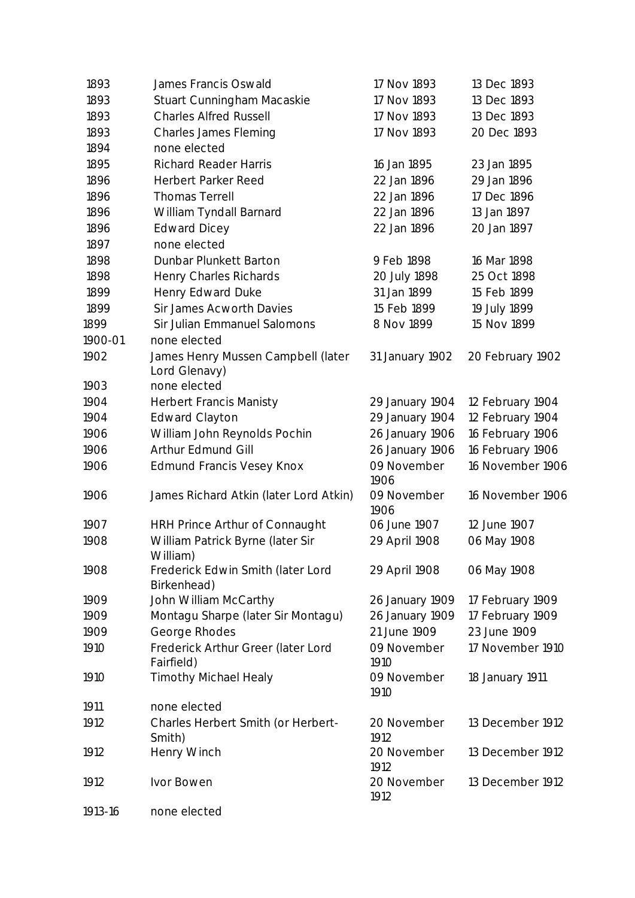| | | | |
|---|---|---|---|
| 1893 | James Francis Oswald | 17 Nov 1893 | 13 Dec 1893 |
| 1893 | Stuart Cunningham Macaskie | 17 Nov 1893 | 13 Dec 1893 |
| 1893 | Charles Alfred Russell | 17 Nov 1893 | 13 Dec 1893 |
| 1893 | Charles James Fleming | 17 Nov 1893 | 20 Dec 1893 |
| 1894 | none elected | | |
| 1895 | Richard Reader Harris | 16 Jan 1895 | 23 Jan 1895 |
| 1896 | Herbert Parker Reed | 22 Jan 1896 | 29 Jan 1896 |
| 1896 | Thomas Terrell | 22 Jan 1896 | 17 Dec 1896 |
| 1896 | William Tyndall Barnard | 22 Jan 1896 | 13 Jan 1897 |
| 1896 | Edward Dicey | 22 Jan 1896 | 20 Jan 1897 |
| 1897 | none elected | | |
| 1898 | Dunbar Plunkett Barton | 9 Feb 1898 | 16 Mar 1898 |
| 1898 | Henry Charles Richards | 20 July 1898 | 25 Oct 1898 |
| 1899 | Henry Edward Duke | 31 Jan 1899 | 15 Feb 1899 |
| 1899 | Sir James Acworth Davies | 15 Feb 1899 | 19 July 1899 |
| 1899 | Sir Julian Emmanuel Salomons | 8 Nov 1899 | 15 Nov 1899 |
| 1900-01 | none elected | | |
| 1902 | James Henry Mussen Campbell (later Lord Glenavy) | 31 January 1902 | 20 February 1902 |
| 1903 | none elected | | |
| 1904 | Herbert Francis Manisty | 29 January 1904 | 12 February 1904 |
| 1904 | Edward Clayton | 29 January 1904 | 12 February 1904 |
| 1906 | William John Reynolds Pochin | 26 January 1906 | 16 February 1906 |
| 1906 | Arthur Edmund Gill | 26 January 1906 | 16 February 1906 |
| 1906 | Edmund Francis Vesey Knox | 09 November 1906 | 16 November 1906 |
| 1906 | James Richard Atkin (later Lord Atkin) | 09 November 1906 | 16 November 1906 |
| 1907 | HRH Prince Arthur of Connaught | 06 June 1907 | 12 June 1907 |
| 1908 | William Patrick Byrne (later Sir William) | 29 April 1908 | 06 May 1908 |
| 1908 | Frederick Edwin Smith (later Lord Birkenhead) | 29 April 1908 | 06 May 1908 |
| 1909 | John William McCarthy | 26 January 1909 | 17 February 1909 |
| 1909 | Montagu Sharpe (later Sir Montagu) | 26 January 1909 | 17 February 1909 |
| 1909 | George Rhodes | 21 June 1909 | 23 June 1909 |
| 1910 | Frederick Arthur Greer (later Lord Fairfield) | 09 November 1910 | 17 November 1910 |
| 1910 | Timothy Michael Healy | 09 November 1910 | 18 January 1911 |
| 1911 | none elected | | |
| 1912 | Charles Herbert Smith (or Herbert-Smith) | 20 November 1912 | 13 December 1912 |
| 1912 | Henry Winch | 20 November 1912 | 13 December 1912 |
| 1912 | Ivor Bowen | 20 November 1912 | 13 December 1912 |
| 1913-16 | none elected | | |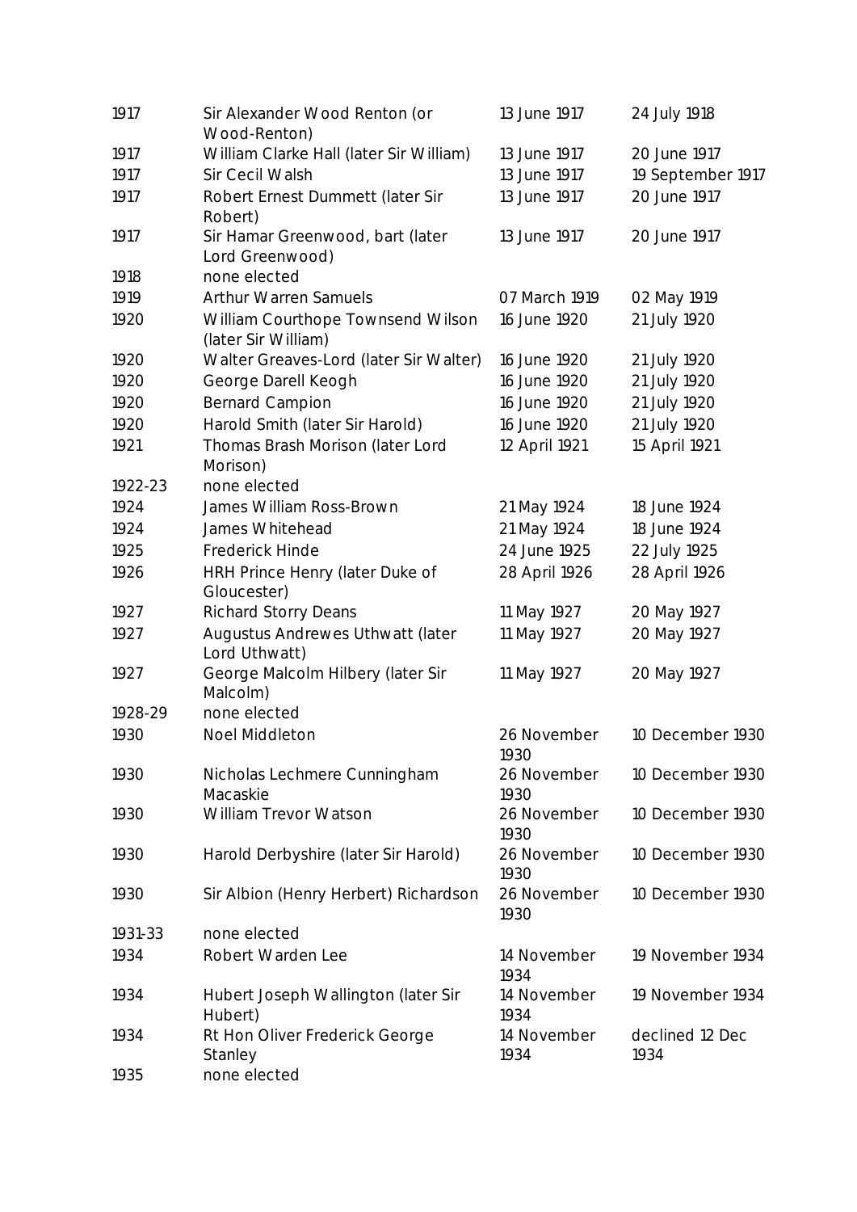| | | | |
|---|---|---|---|
| 1917 | Sir Alexander Wood Renton (or Wood-Renton) | 13 June 1917 | 24 July 1918 |
| 1917 | William Clarke Hall (later Sir William) | 13 June 1917 | 20 June 1917 |
| 1917 | Sir Cecil Walsh | 13 June 1917 | 19 September 1917 |
| 1917 | Robert Ernest Dummett (later Sir Robert) | 13 June 1917 | 20 June 1917 |
| 1917 | Sir Hamar Greenwood, bart (later Lord Greenwood) | 13 June 1917 | 20 June 1917 |
| 1918 | none elected | | |
| 1919 | Arthur Warren Samuels | 07 March 1919 | 02 May 1919 |
| 1920 | William Courthope Townsend Wilson (later Sir William) | 16 June 1920 | 21 July 1920 |
| 1920 | Walter Greaves-Lord (later Sir Walter) | 16 June 1920 | 21 July 1920 |
| 1920 | George Darell Keogh | 16 June 1920 | 21 July 1920 |
| 1920 | Bernard Campion | 16 June 1920 | 21 July 1920 |
| 1920 | Harold Smith (later Sir Harold) | 16 June 1920 | 21 July 1920 |
| 1921 | Thomas Brash Morison (later Lord Morison) | 12 April 1921 | 15 April 1921 |
| 1922-23 | none elected | | |
| 1924 | James William Ross-Brown | 21 May 1924 | 18 June 1924 |
| 1924 | James Whitehead | 21 May 1924 | 18 June 1924 |
| 1925 | Frederick Hinde | 24 June 1925 | 22 July 1925 |
| 1926 | HRH Prince Henry (later Duke of Gloucester) | 28 April 1926 | 28 April 1926 |
| 1927 | Richard Storry Deans | 11 May 1927 | 20 May 1927 |
| 1927 | Augustus Andrewes Uthwatt (later Lord Uthwatt) | 11 May 1927 | 20 May 1927 |
| 1927 | George Malcolm Hilbery (later Sir Malcolm) | 11 May 1927 | 20 May 1927 |
| 1928-29 | none elected | | |
| 1930 | Noel Middleton | 26 November 1930 | 10 December 1930 |
| 1930 | Nicholas Lechmere Cunningham Macaskie | 26 November 1930 | 10 December 1930 |
| 1930 | William Trevor Watson | 26 November 1930 | 10 December 1930 |
| 1930 | Harold Derbyshire (later Sir Harold) | 26 November 1930 | 10 December 1930 |
| 1930 | Sir Albion (Henry Herbert) Richardson | 26 November 1930 | 10 December 1930 |
| 1931-33 | none elected | | |
| 1934 | Robert Warden Lee | 14 November 1934 | 19 November 1934 |
| 1934 | Hubert Joseph Wallington (later Sir Hubert) | 14 November 1934 | 19 November 1934 |
| 1934 | Rt Hon Oliver Frederick George Stanley | 14 November 1934 | declined 12 Dec 1934 |
| 1935 | none elected | | |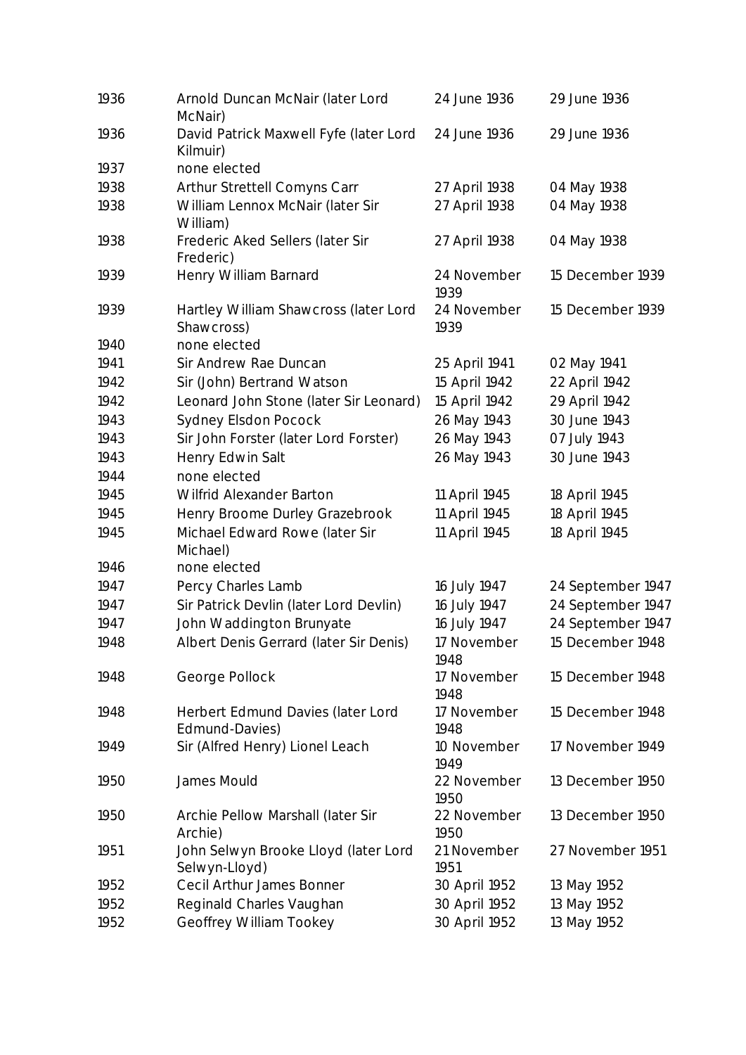| | | | |
|---|---|---|---|
| 1936 | Arnold Duncan McNair (later Lord McNair) | 24 June 1936 | 29 June 1936 |
| 1936 | David Patrick Maxwell Fyfe (later Lord Kilmuir) | 24 June 1936 | 29 June 1936 |
| 1937 | none elected | | |
| 1938 | Arthur Strettell Comyns Carr | 27 April 1938 | 04 May 1938 |
| 1938 | William Lennox McNair (later Sir William) | 27 April 1938 | 04 May 1938 |
| 1938 | Frederic Aked Sellers (later Sir Frederic) | 27 April 1938 | 04 May 1938 |
| 1939 | Henry William Barnard | 24 November 1939 | 15 December 1939 |
| 1939 | Hartley William Shawcross (later Lord Shawcross) | 24 November 1939 | 15 December 1939 |
| 1940 | none elected | | |
| 1941 | Sir Andrew Rae Duncan | 25 April 1941 | 02 May 1941 |
| 1942 | Sir (John) Bertrand Watson | 15 April 1942 | 22 April 1942 |
| 1942 | Leonard John Stone (later Sir Leonard) | 15 April 1942 | 29 April 1942 |
| 1943 | Sydney Elsdon Pocock | 26 May 1943 | 30 June 1943 |
| 1943 | Sir John Forster (later Lord Forster) | 26 May 1943 | 07 July 1943 |
| 1943 | Henry Edwin Salt | 26 May 1943 | 30 June 1943 |
| 1944 | none elected | | |
| 1945 | Wilfrid Alexander Barton | 11 April 1945 | 18 April 1945 |
| 1945 | Henry Broome Durley Grazebrook | 11 April 1945 | 18 April 1945 |
| 1945 | Michael Edward Rowe (later Sir Michael) | 11 April 1945 | 18 April 1945 |
| 1946 | none elected | | |
| 1947 | Percy Charles Lamb | 16 July 1947 | 24 September 1947 |
| 1947 | Sir Patrick Devlin (later Lord Devlin) | 16 July 1947 | 24 September 1947 |
| 1947 | John Waddington Brunyate | 16 July 1947 | 24 September 1947 |
| 1948 | Albert Denis Gerrard (later Sir Denis) | 17 November 1948 | 15 December 1948 |
| 1948 | George Pollock | 17 November 1948 | 15 December 1948 |
| 1948 | Herbert Edmund Davies (later Lord Edmund-Davies) | 17 November 1948 | 15 December 1948 |
| 1949 | Sir (Alfred Henry) Lionel Leach | 10 November 1949 | 17 November 1949 |
| 1950 | James Mould | 22 November 1950 | 13 December 1950 |
| 1950 | Archie Pellow Marshall (later Sir Archie) | 22 November 1950 | 13 December 1950 |
| 1951 | John Selwyn Brooke Lloyd (later Lord Selwyn-Lloyd) | 21 November 1951 | 27 November 1951 |
| 1952 | Cecil Arthur James Bonner | 30 April 1952 | 13 May 1952 |
| 1952 | Reginald Charles Vaughan | 30 April 1952 | 13 May 1952 |
| 1952 | Geoffrey William Tookey | 30 April 1952 | 13 May 1952 |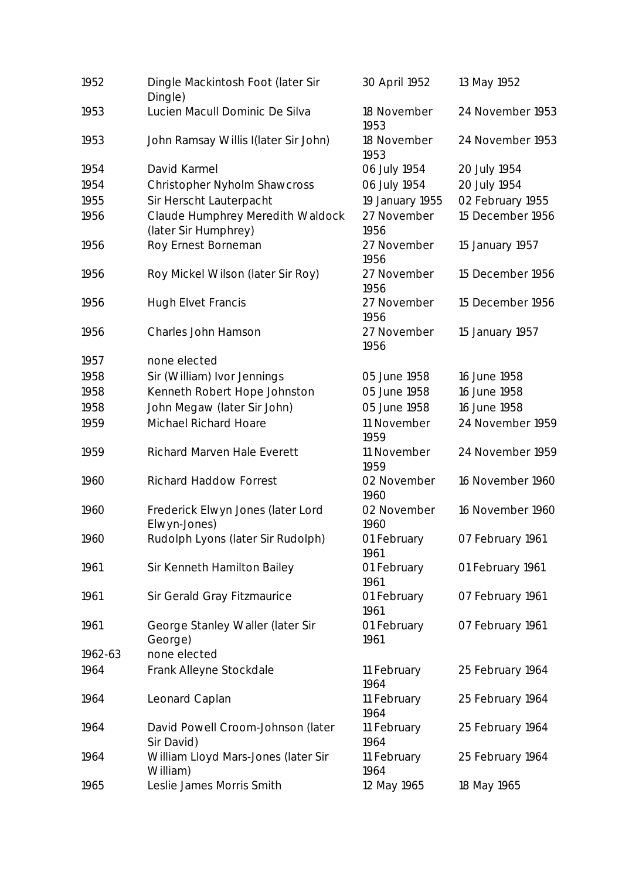| | | | |
|---|---|---|---|
| 1952 | Dingle Mackintosh Foot (later Sir Dingle) | 30 April 1952 | 13 May 1952 |
| 1953 | Lucien Macull Dominic De Silva | 18 November 1953 | 24 November 1953 |
| 1953 | John Ramsay Willis I(later Sir John) | 18 November 1953 | 24 November 1953 |
| 1954 | David Karmel | 06 July 1954 | 20 July 1954 |
| 1954 | Christopher Nyholm Shawcross | 06 July 1954 | 20 July 1954 |
| 1955 | Sir Herscht Lauterpacht | 19 January 1955 | 02 February 1955 |
| 1956 | Claude Humphrey Meredith Waldock (later Sir Humphrey) | 27 November 1956 | 15 December 1956 |
| 1956 | Roy Ernest Borneman | 27 November 1956 | 15 January 1957 |
| 1956 | Roy Mickel Wilson (later Sir Roy) | 27 November 1956 | 15 December 1956 |
| 1956 | Hugh Elvet Francis | 27 November 1956 | 15 December 1956 |
| 1956 | Charles John Hamson | 27 November 1956 | 15 January 1957 |
| 1957 | none elected | | |
| 1958 | Sir (William) Ivor Jennings | 05 June 1958 | 16 June 1958 |
| 1958 | Kenneth Robert Hope Johnston | 05 June 1958 | 16 June 1958 |
| 1958 | John Megaw (later Sir John) | 05 June 1958 | 16 June 1958 |
| 1959 | Michael Richard Hoare | 11 November 1959 | 24 November 1959 |
| 1959 | Richard Marven Hale Everett | 11 November 1959 | 24 November 1959 |
| 1960 | Richard Haddow Forrest | 02 November 1960 | 16 November 1960 |
| 1960 | Frederick Elwyn Jones (later Lord Elwyn-Jones) | 02 November 1960 | 16 November 1960 |
| 1960 | Rudolph Lyons (later Sir Rudolph) | 01 February 1961 | 07 February 1961 |
| 1961 | Sir Kenneth Hamilton Bailey | 01 February 1961 | 01 February 1961 |
| 1961 | Sir Gerald Gray Fitzmaurice | 01 February 1961 | 07 February 1961 |
| 1961 | George Stanley Waller (later Sir George) | 01 February 1961 | 07 February 1961 |
| 1962-63 | none elected | | |
| 1964 | Frank Alleyne Stockdale | 11 February 1964 | 25 February 1964 |
| 1964 | Leonard Caplan | 11 February 1964 | 25 February 1964 |
| 1964 | David Powell Croom-Johnson (later Sir David) | 11 February 1964 | 25 February 1964 |
| 1964 | William Lloyd Mars-Jones (later Sir William) | 11 February 1964 | 25 February 1964 |
| 1965 | Leslie James Morris Smith | 12 May 1965 | 18 May 1965 |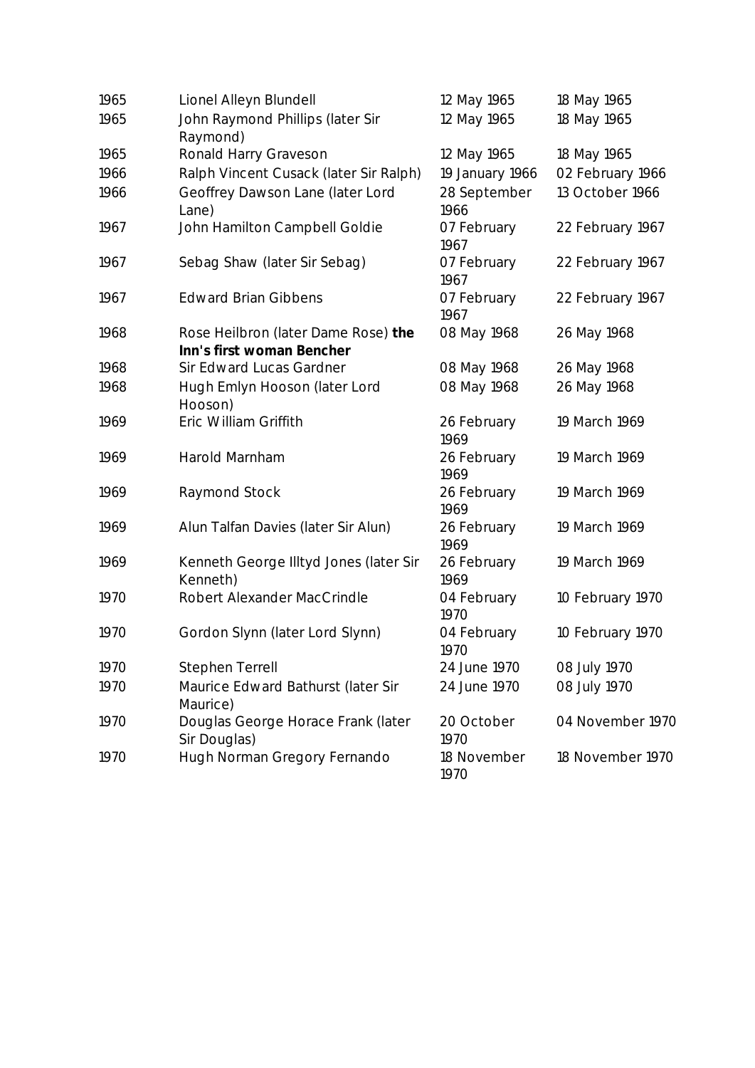| | | | |
|---|---|---|---|
| 1965 | Lionel Alleyn Blundell | 12 May 1965 | 18 May 1965 |
| 1965 | John Raymond Phillips (later Sir Raymond) | 12 May 1965 | 18 May 1965 |
| 1965 | Ronald Harry Graveson | 12 May 1965 | 18 May 1965 |
| 1966 | Ralph Vincent Cusack (later Sir Ralph) | 19 January 1966 | 02 February 1966 |
| 1966 | Geoffrey Dawson Lane (later Lord Lane) | 28 September 1966 | 13 October 1966 |
| 1967 | John Hamilton Campbell Goldie | 07 February 1967 | 22 February 1967 |
| 1967 | Sebag Shaw (later Sir Sebag) | 07 February 1967 | 22 February 1967 |
| 1967 | Edward Brian Gibbens | 07 February 1967 | 22 February 1967 |
| 1968 | Rose Heilbron (later Dame Rose) **the Inn's first woman Bencher** | 08 May 1968 | 26 May 1968 |
| 1968 | Sir Edward Lucas Gardner | 08 May 1968 | 26 May 1968 |
| 1968 | Hugh Emlyn Hooson (later Lord Hooson) | 08 May 1968 | 26 May 1968 |
| 1969 | Eric William Griffith | 26 February 1969 | 19 March 1969 |
| 1969 | Harold Marnham | 26 February 1969 | 19 March 1969 |
| 1969 | Raymond Stock | 26 February 1969 | 19 March 1969 |
| 1969 | Alun Talfan Davies (later Sir Alun) | 26 February 1969 | 19 March 1969 |
| 1969 | Kenneth George Illtyd Jones (later Sir Kenneth) | 26 February 1969 | 19 March 1969 |
| 1970 | Robert Alexander MacCrindle | 04 February 1970 | 10 February 1970 |
| 1970 | Gordon Slynn (later Lord Slynn) | 04 February 1970 | 10 February 1970 |
| 1970 | Stephen Terrell | 24 June 1970 | 08 July 1970 |
| 1970 | Maurice Edward Bathurst (later Sir Maurice) | 24 June 1970 | 08 July 1970 |
| 1970 | Douglas George Horace Frank (later Sir Douglas) | 20 October 1970 | 04 November 1970 |
| 1970 | Hugh Norman Gregory Fernando | 18 November 1970 | 18 November 1970 |